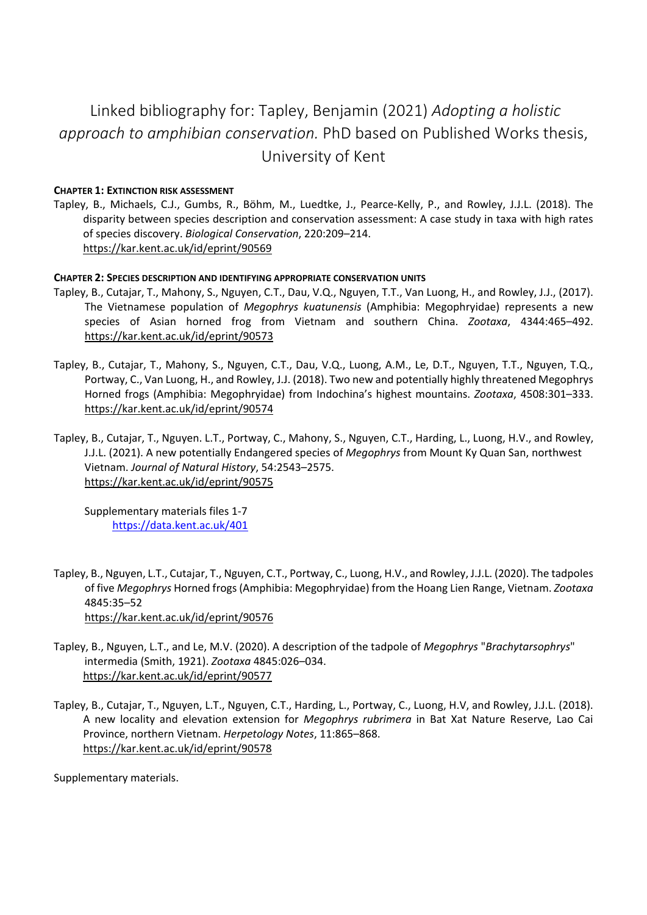# Linked bibliography for: Tapley, Benjamin (2021) *Adopting a holistic approach to amphibian conservation.* PhD based on Published Works thesis, University of Kent

**CHAPTER 1: EXTINCTION RISK ASSESSMENT**

Tapley, B., Michaels, C.J., Gumbs, R., Böhm, M., Luedtke, J., Pearce-Kelly, P., and Rowley, J.J.L. (2018). The disparity between species description and conservation assessment: A case study in taxa with high rates of species discovery. *Biological Conservation*, 220:209–214.
https://kar.kent.ac.uk/id/eprint/90569

**CHAPTER 2: SPECIES DESCRIPTION AND IDENTIFYING APPROPRIATE CONSERVATION UNITS**

Tapley, B., Cutajar, T., Mahony, S., Nguyen, C.T., Dau, V.Q., Nguyen, T.T., Van Luong, H., and Rowley, J.J., (2017). The Vietnamese population of *Megophrys kuatunensis* (Amphibia: Megophryidae) represents a new species of Asian horned frog from Vietnam and southern China. *Zootaxa*, 4344:465–492.
https://kar.kent.ac.uk/id/eprint/90573

Tapley, B., Cutajar, T., Mahony, S., Nguyen, C.T., Dau, V.Q., Luong, A.M., Le, D.T., Nguyen, T.T., Nguyen, T.Q., Portway, C., Van Luong, H., and Rowley, J.J. (2018). Two new and potentially highly threatened Megophrys Horned frogs (Amphibia: Megophryidae) from Indochina's highest mountains. *Zootaxa*, 4508:301–333.
https://kar.kent.ac.uk/id/eprint/90574

Tapley, B., Cutajar, T., Nguyen. L.T., Portway, C., Mahony, S., Nguyen, C.T., Harding, L., Luong, H.V., and Rowley, J.J.L. (2021). A new potentially Endangered species of *Megophrys* from Mount Ky Quan San, northwest Vietnam. *Journal of Natural History*, 54:2543–2575.
https://kar.kent.ac.uk/id/eprint/90575

Supplementary materials files 1-7
https://data.kent.ac.uk/401

Tapley, B., Nguyen, L.T., Cutajar, T., Nguyen, C.T., Portway, C., Luong, H.V., and Rowley, J.J.L. (2020). The tadpoles of five *Megophrys* Horned frogs (Amphibia: Megophryidae) from the Hoang Lien Range, Vietnam. *Zootaxa* 4845:35–52
https://kar.kent.ac.uk/id/eprint/90576

Tapley, B., Nguyen, L.T., and Le, M.V. (2020). A description of the tadpole of *Megophrys* "*Brachytarsophrys*" intermedia (Smith, 1921). *Zootaxa* 4845:026–034.
https://kar.kent.ac.uk/id/eprint/90577

Tapley, B., Cutajar, T., Nguyen, L.T., Nguyen, C.T., Harding, L., Portway, C., Luong, H.V, and Rowley, J.J.L. (2018). A new locality and elevation extension for *Megophrys rubrimera* in Bat Xat Nature Reserve, Lao Cai Province, northern Vietnam. *Herpetology Notes*, 11:865–868.
https://kar.kent.ac.uk/id/eprint/90578

Supplementary materials.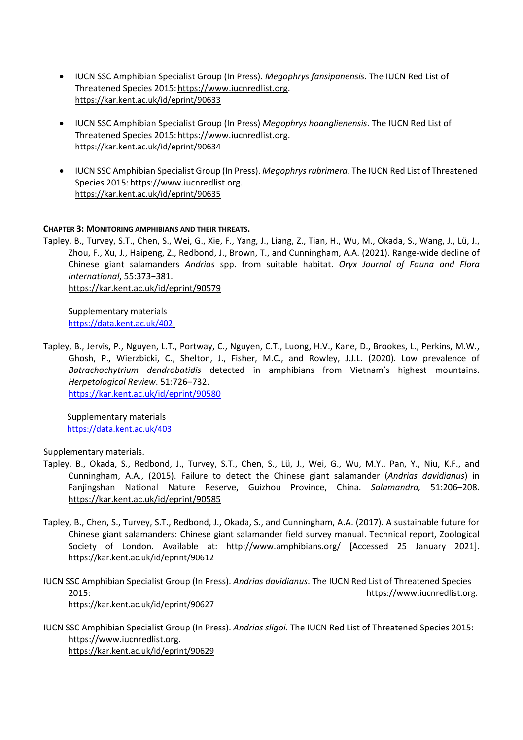- IUCN SSC Amphibian Specialist Group (In Press). *Megophrys fansipanensis*. The IUCN Red List of Threatened Species 2015: https://www.iucnredlist.org. https://kar.kent.ac.uk/id/eprint/90633

- IUCN SSC Amphibian Specialist Group (In Press) *Megophrys hoanglienensis*. The IUCN Red List of Threatened Species 2015: https://www.iucnredlist.org. https://kar.kent.ac.uk/id/eprint/90634

- IUCN SSC Amphibian Specialist Group (In Press). *Megophrys rubrimera*. The IUCN Red List of Threatened Species 2015: https://www.iucnredlist.org. https://kar.kent.ac.uk/id/eprint/90635

**CHAPTER 3: MONITORING AMPHIBIANS AND THEIR THREATS.**

Tapley, B., Turvey, S.T., Chen, S., Wei, G., Xie, F., Yang, J., Liang, Z., Tian, H., Wu, M., Okada, S., Wang, J., Lü, J., Zhou, F., Xu, J., Haipeng, Z., Redbond, J., Brown, T., and Cunningham, A.A. (2021). Range-wide decline of Chinese giant salamanders *Andrias* spp. from suitable habitat. *Oryx Journal of Fauna and Flora International*, 55:373−381.
https://kar.kent.ac.uk/id/eprint/90579

Supplementary materials
https://data.kent.ac.uk/402

Tapley, B., Jervis, P., Nguyen, L.T., Portway, C., Nguyen, C.T., Luong, H.V., Kane, D., Brookes, L., Perkins, M.W., Ghosh, P., Wierzbicki, C., Shelton, J., Fisher, M.C., and Rowley, J.J.L. (2020). Low prevalence of *Batrachochytrium dendrobatidis* detected in amphibians from Vietnam's highest mountains. *Herpetological Review*. 51:726–732.
https://kar.kent.ac.uk/id/eprint/90580

Supplementary materials
https://data.kent.ac.uk/403

Supplementary materials.

Tapley, B., Okada, S., Redbond, J., Turvey, S.T., Chen, S., Lü, J., Wei, G., Wu, M.Y., Pan, Y., Niu, K.F., and Cunningham, A.A., (2015). Failure to detect the Chinese giant salamander (*Andrias davidianus*) in Fanjingshan National Nature Reserve, Guizhou Province, China. *Salamandra,* 51:206–208. https://kar.kent.ac.uk/id/eprint/90585

Tapley, B., Chen, S., Turvey, S.T., Redbond, J., Okada, S., and Cunningham, A.A. (2017). A sustainable future for Chinese giant salamanders: Chinese giant salamander field survey manual. Technical report, Zoological Society of London. Available at: http://www.amphibians.org/ [Accessed 25 January 2021]. https://kar.kent.ac.uk/id/eprint/90612

IUCN SSC Amphibian Specialist Group (In Press). *Andrias davidianus*. The IUCN Red List of Threatened Species 2015: https://www.iucnredlist.org.
https://kar.kent.ac.uk/id/eprint/90627

IUCN SSC Amphibian Specialist Group (In Press). *Andrias sligoi*. The IUCN Red List of Threatened Species 2015: https://www.iucnredlist.org.
https://kar.kent.ac.uk/id/eprint/90629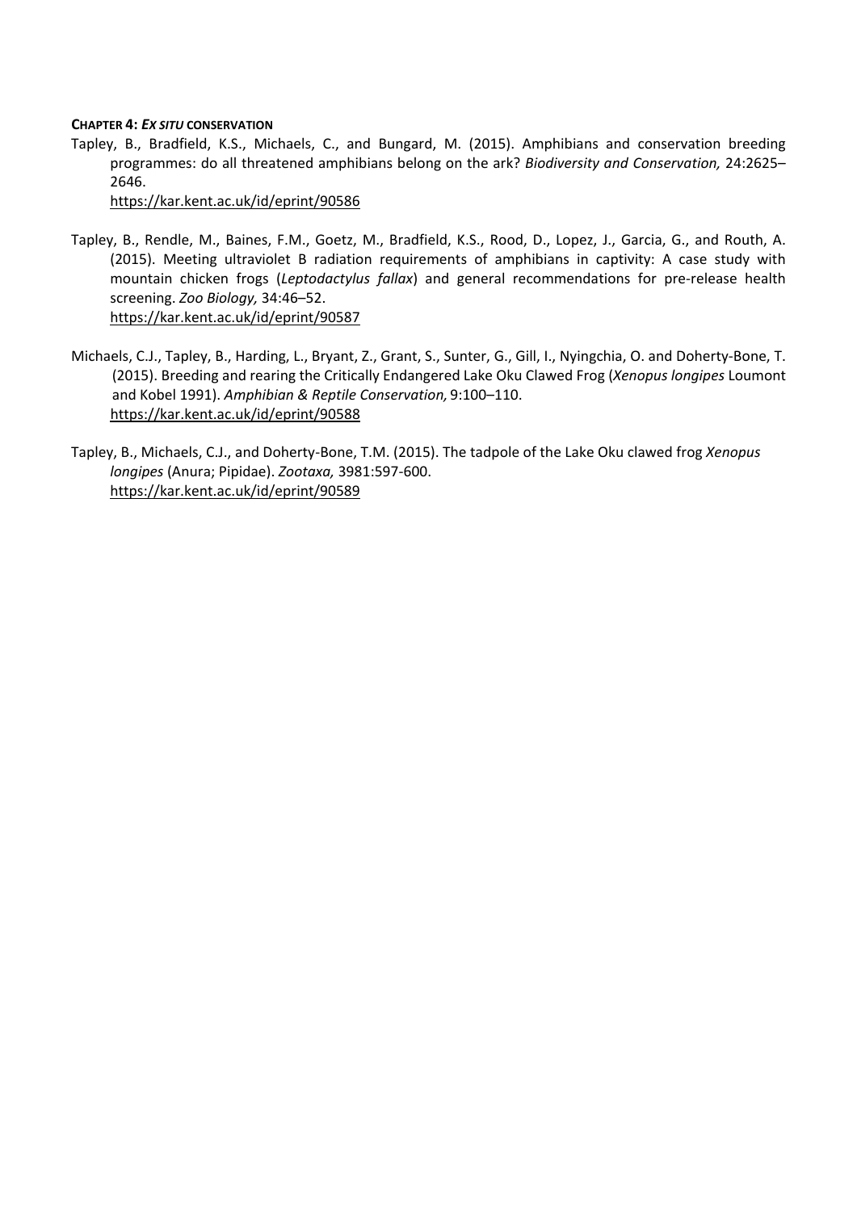**CHAPTER 4: *EX SITU* CONSERVATION**

Tapley, B., Bradfield, K.S., Michaels, C., and Bungard, M. (2015). Amphibians and conservation breeding programmes: do all threatened amphibians belong on the ark? *Biodiversity and Conservation,* 24:2625–2646.
https://kar.kent.ac.uk/id/eprint/90586

Tapley, B., Rendle, M., Baines, F.M., Goetz, M., Bradfield, K.S., Rood, D., Lopez, J., Garcia, G., and Routh, A. (2015). Meeting ultraviolet B radiation requirements of amphibians in captivity: A case study with mountain chicken frogs (*Leptodactylus fallax*) and general recommendations for pre-release health screening. *Zoo Biology,* 34:46–52.
https://kar.kent.ac.uk/id/eprint/90587

Michaels, C.J., Tapley, B., Harding, L., Bryant, Z., Grant, S., Sunter, G., Gill, I., Nyingchia, O. and Doherty-Bone, T. (2015). Breeding and rearing the Critically Endangered Lake Oku Clawed Frog (*Xenopus longipes* Loumont and Kobel 1991). *Amphibian & Reptile Conservation,* 9:100–110.
https://kar.kent.ac.uk/id/eprint/90588

Tapley, B., Michaels, C.J., and Doherty-Bone, T.M. (2015). The tadpole of the Lake Oku clawed frog *Xenopus longipes* (Anura; Pipidae). *Zootaxa,* 3981:597-600.
https://kar.kent.ac.uk/id/eprint/90589